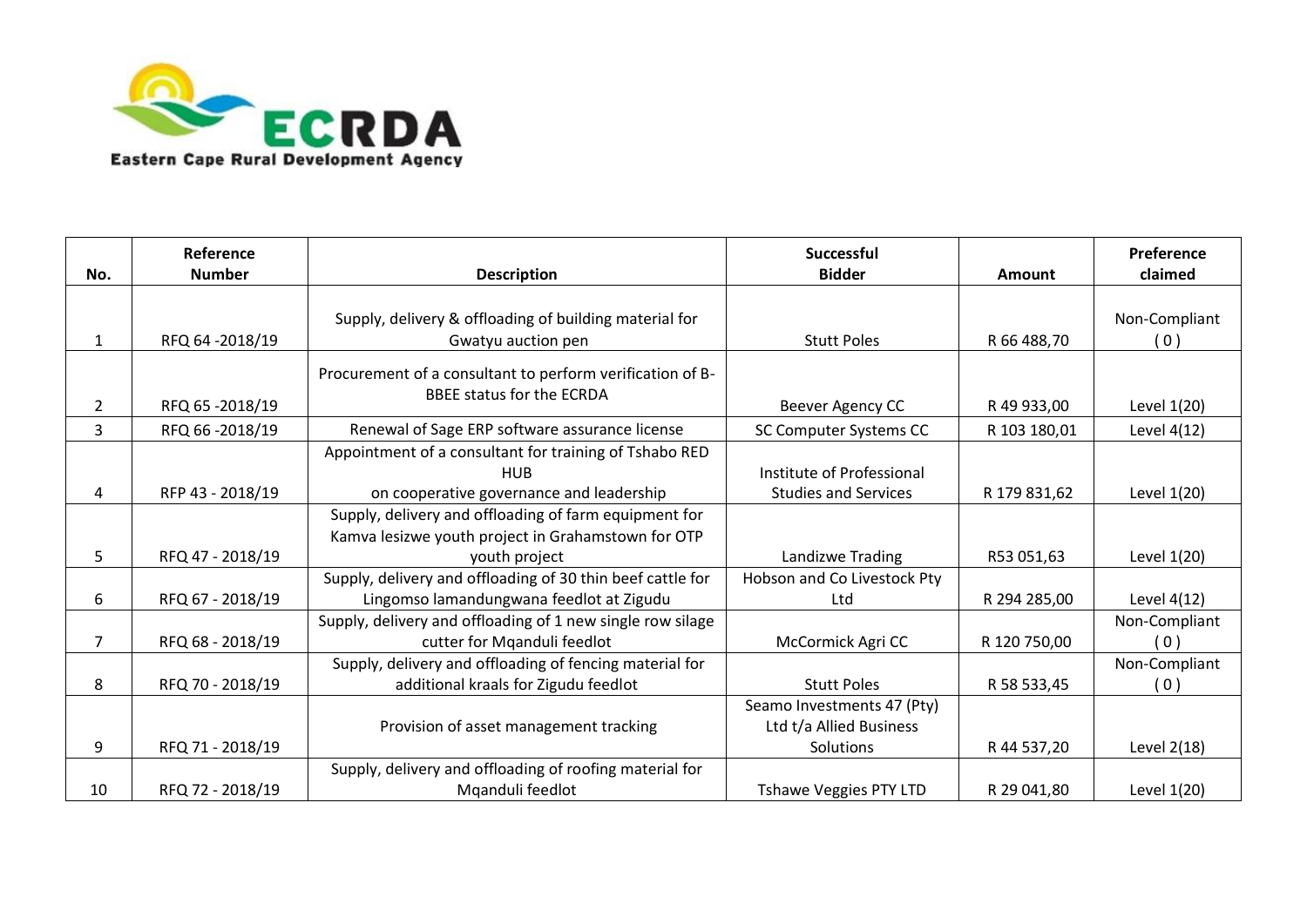Eastern Cape Rural Development Agency

| No. | Reference Number | Description | Successful Bidder | Amount | Preference claimed |
|---|---|---|---|---|---|
| 1 | RFQ 64 -2018/19 | Supply, delivery & offloading of building material for Gwatyu auction pen | Stutt Poles | R 66 488,70 | Non-Compliant ( 0 ) |
| 2 | RFQ 65 -2018/19 | Procurement of a consultant to perform verification of B-BBEE status for the ECRDA | Beever Agency CC | R 49 933,00 | Level 1(20) |
| 3 | RFQ 66 -2018/19 | Renewal of Sage ERP software assurance license | SC Computer Systems CC | R 103 180,01 | Level 4(12) |
| 4 | RFP 43 - 2018/19 | Appointment of a consultant for training of Tshabo RED HUB on cooperative governance and leadership | Institute of Professional Studies and Services | R 179 831,62 | Level 1(20) |
| 5 | RFQ 47 - 2018/19 | Supply, delivery and offloading of farm equipment for Kamva lesizwe youth project in Grahamstown for OTP youth project | Landizwe Trading | R53 051,63 | Level 1(20) |
| 6 | RFQ 67 - 2018/19 | Supply, delivery and offloading of 30 thin beef cattle for Lingomso lamandungwana feedlot at Zigudu | Hobson and Co Livestock Pty Ltd | R 294 285,00 | Level 4(12) |
| 7 | RFQ 68 - 2018/19 | Supply, delivery and offloading of 1 new single row silage cutter for Mqanduli feedlot | McCormick Agri CC | R 120 750,00 | Non-Compliant ( 0 ) |
| 8 | RFQ 70 - 2018/19 | Supply, delivery and offloading of fencing material for additional kraals for Zigudu feedlot | Stutt Poles | R 58 533,45 | Non-Compliant ( 0 ) |
| 9 | RFQ 71 - 2018/19 | Provision of asset management tracking | Seamo Investments 47 (Pty) Ltd t/a Allied Business Solutions | R 44 537,20 | Level 2(18) |
| 10 | RFQ 72 - 2018/19 | Supply, delivery and offloading of roofing material for Mqanduli feedlot | Tshawe Veggies PTY LTD | R 29 041,80 | Level 1(20) |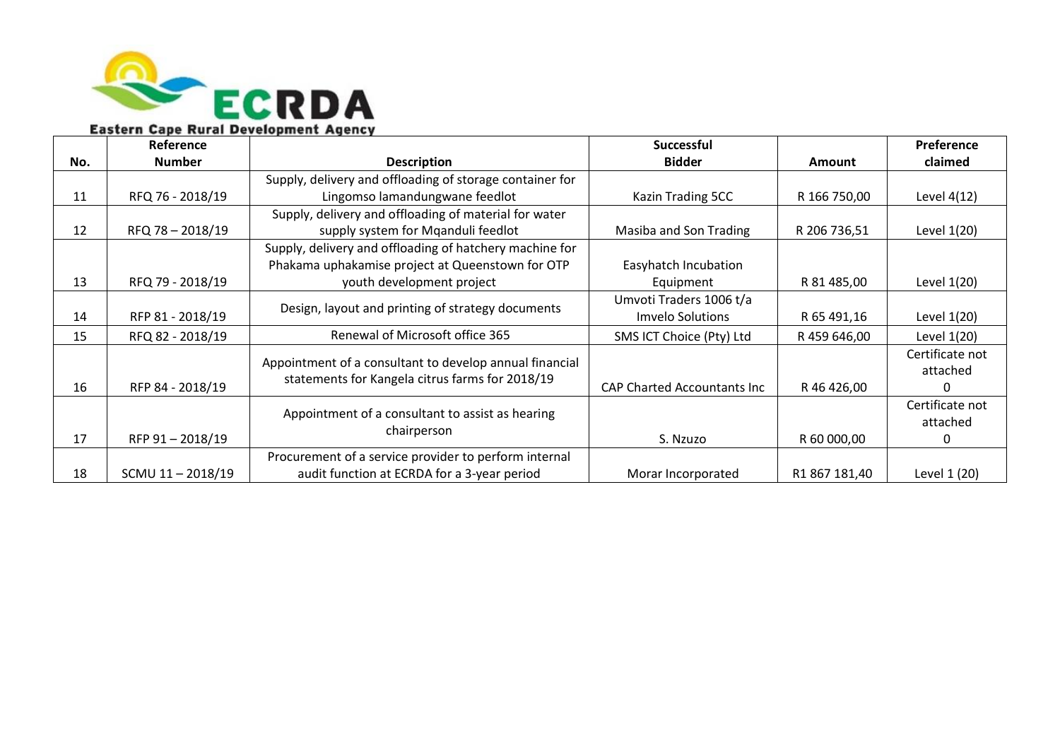Eastern Cape Rural Development Agency

| No. | Reference Number | Description | Successful Bidder | Amount | Preference claimed |
|---|---|---|---|---|---|
| 11 | RFQ 76 - 2018/19 | Supply, delivery and offloading of storage container for Lingomso lamandungwane feedlot | Kazin Trading 5CC | R 166 750,00 | Level 4(12) |
| 12 | RFQ 78 – 2018/19 | Supply, delivery and offloading of material for water supply system for Mqanduli feedlot | Masiba and Son Trading | R 206 736,51 | Level 1(20) |
| 13 | RFQ 79 - 2018/19 | Supply, delivery and offloading of hatchery machine for Phakama uphakamise project at Queenstown for OTP youth development project | Easyhatch Incubation Equipment | R 81 485,00 | Level 1(20) |
| 14 | RFP 81 - 2018/19 | Design, layout and printing of strategy documents | Umvoti Traders 1006 t/a Imvelo Solutions | R 65 491,16 | Level 1(20) |
| 15 | RFQ 82 - 2018/19 | Renewal of Microsoft office 365 | SMS ICT Choice (Pty) Ltd | R 459 646,00 | Level 1(20) |
| 16 | RFP 84 - 2018/19 | Appointment of a consultant to develop annual financial statements for Kangela citrus farms for 2018/19 | CAP Charted Accountants Inc | R 46 426,00 | Certificate not attached 0 |
| 17 | RFP 91 – 2018/19 | Appointment of a consultant to assist as hearing chairperson | S. Nzuzo | R 60 000,00 | Certificate not attached 0 |
| 18 | SCMU 11 – 2018/19 | Procurement of a service provider to perform internal audit function at ECRDA for a 3-year period | Morar Incorporated | R1 867 181,40 | Level 1 (20) |